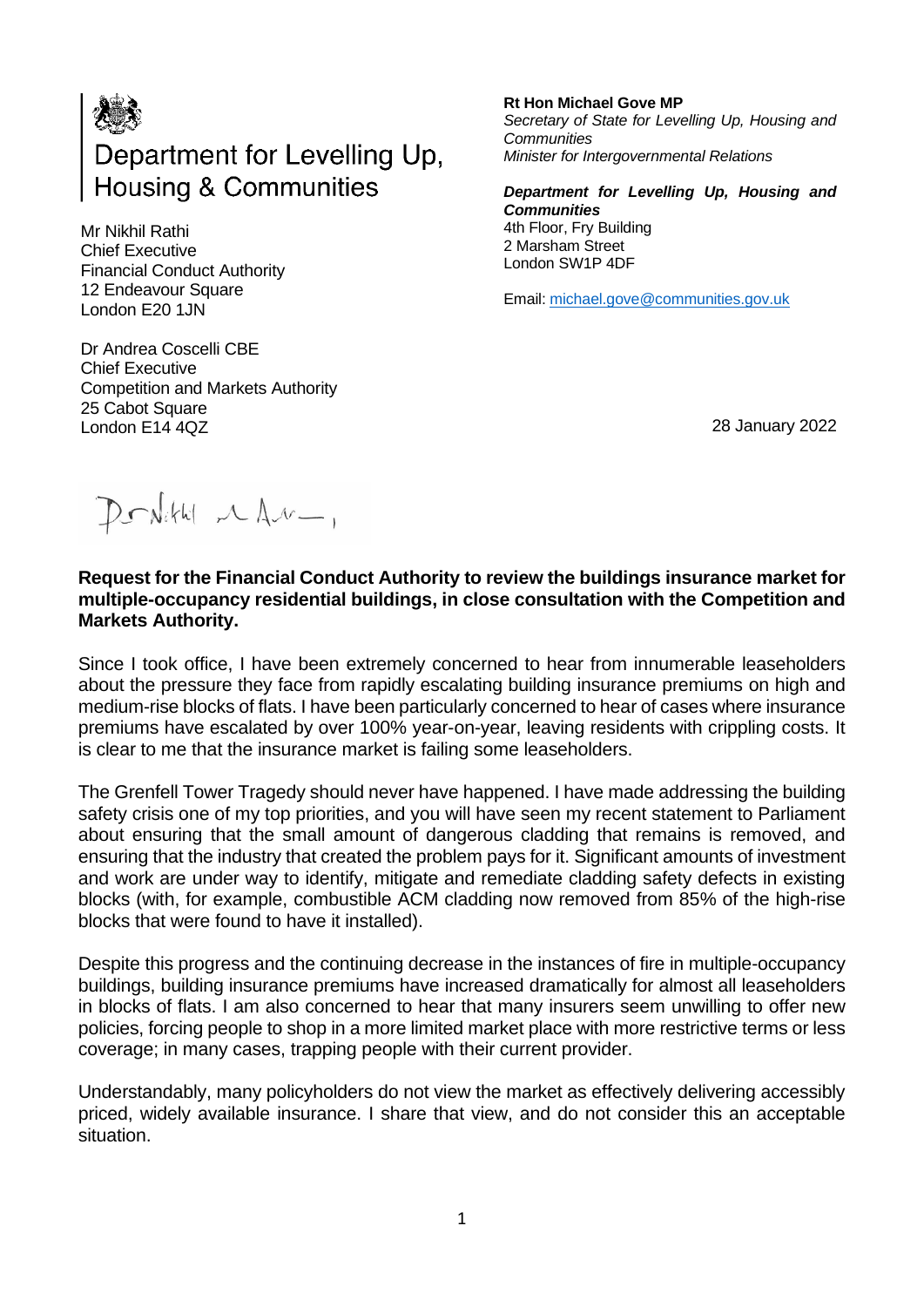Department for Levelling Up, Housing & Communities

**Rt Hon Michael Gove MP**
*Secretary of State for Levelling Up, Housing and Communities*
*Minister for Intergovernmental Relations*

***Department for Levelling Up, Housing and Communities***
4th Floor, Fry Building
2 Marsham Street
London SW1P 4DF

Email: michael.gove@communities.gov.uk

Mr Nikhil Rathi
Chief Executive
Financial Conduct Authority
12 Endeavour Square
London E20 1JN

Dr Andrea Coscelli CBE
Chief Executive
Competition and Markets Authority
25 Cabot Square
London E14 4QZ

28 January 2022

Dear Nikhil and Andrea,

**Request for the Financial Conduct Authority to review the buildings insurance market for multiple-occupancy residential buildings, in close consultation with the Competition and Markets Authority.**

Since I took office, I have been extremely concerned to hear from innumerable leaseholders about the pressure they face from rapidly escalating building insurance premiums on high and medium-rise blocks of flats. I have been particularly concerned to hear of cases where insurance premiums have escalated by over 100% year-on-year, leaving residents with crippling costs. It is clear to me that the insurance market is failing some leaseholders.

The Grenfell Tower Tragedy should never have happened. I have made addressing the building safety crisis one of my top priorities, and you will have seen my recent statement to Parliament about ensuring that the small amount of dangerous cladding that remains is removed, and ensuring that the industry that created the problem pays for it. Significant amounts of investment and work are under way to identify, mitigate and remediate cladding safety defects in existing blocks (with, for example, combustible ACM cladding now removed from 85% of the high-rise blocks that were found to have it installed).

Despite this progress and the continuing decrease in the instances of fire in multiple-occupancy buildings, building insurance premiums have increased dramatically for almost all leaseholders in blocks of flats. I am also concerned to hear that many insurers seem unwilling to offer new policies, forcing people to shop in a more limited market place with more restrictive terms or less coverage; in many cases, trapping people with their current provider.

Understandably, many policyholders do not view the market as effectively delivering accessibly priced, widely available insurance. I share that view, and do not consider this an acceptable situation.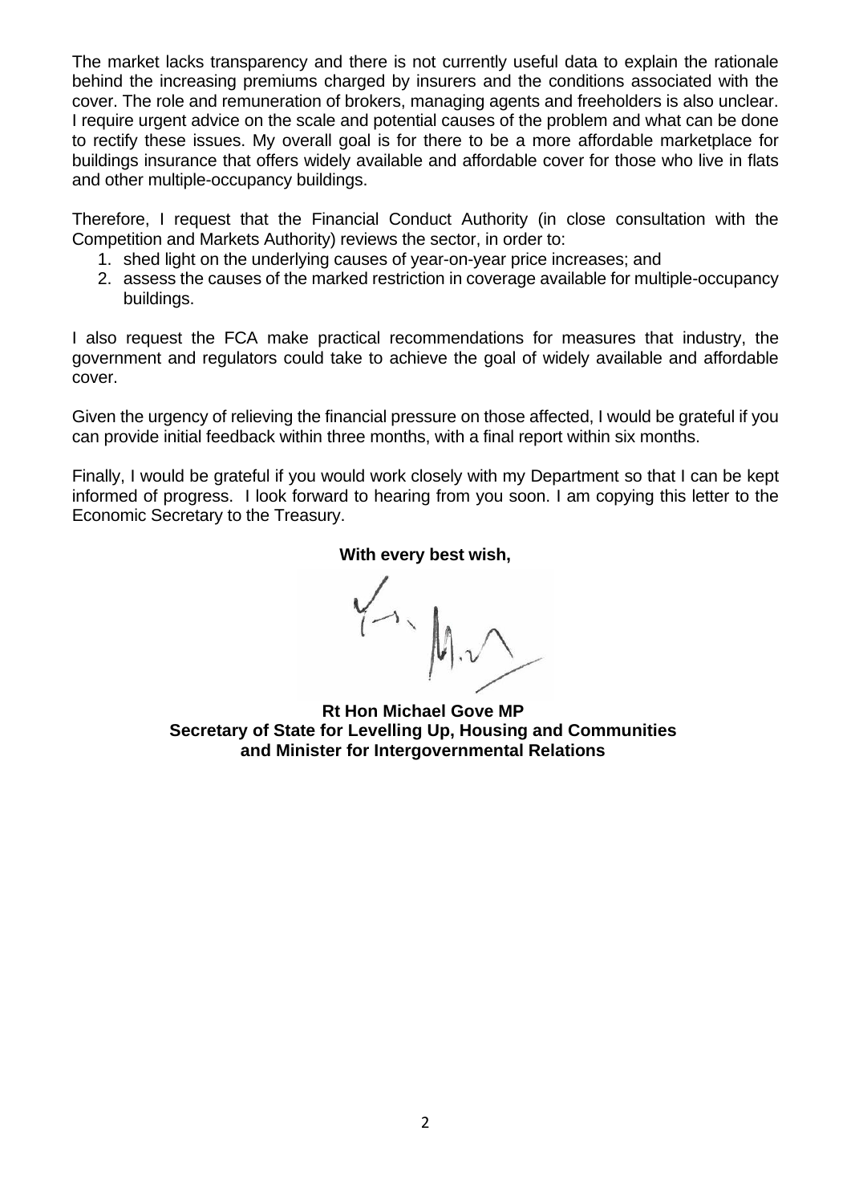The market lacks transparency and there is not currently useful data to explain the rationale behind the increasing premiums charged by insurers and the conditions associated with the cover. The role and remuneration of brokers, managing agents and freeholders is also unclear. I require urgent advice on the scale and potential causes of the problem and what can be done to rectify these issues. My overall goal is for there to be a more affordable marketplace for buildings insurance that offers widely available and affordable cover for those who live in flats and other multiple-occupancy buildings.

Therefore, I request that the Financial Conduct Authority (in close consultation with the Competition and Markets Authority) reviews the sector, in order to:

1. shed light on the underlying causes of year-on-year price increases; and
2. assess the causes of the marked restriction in coverage available for multiple-occupancy buildings.

I also request the FCA make practical recommendations for measures that industry, the government and regulators could take to achieve the goal of widely available and affordable cover.

Given the urgency of relieving the financial pressure on those affected, I would be grateful if you can provide initial feedback within three months, with a final report within six months.

Finally, I would be grateful if you would work closely with my Department so that I can be kept informed of progress. I look forward to hearing from you soon. I am copying this letter to the Economic Secretary to the Treasury.

**With every best wish,**

**Rt Hon Michael Gove MP**
**Secretary of State for Levelling Up, Housing and Communities and Minister for Intergovernmental Relations**